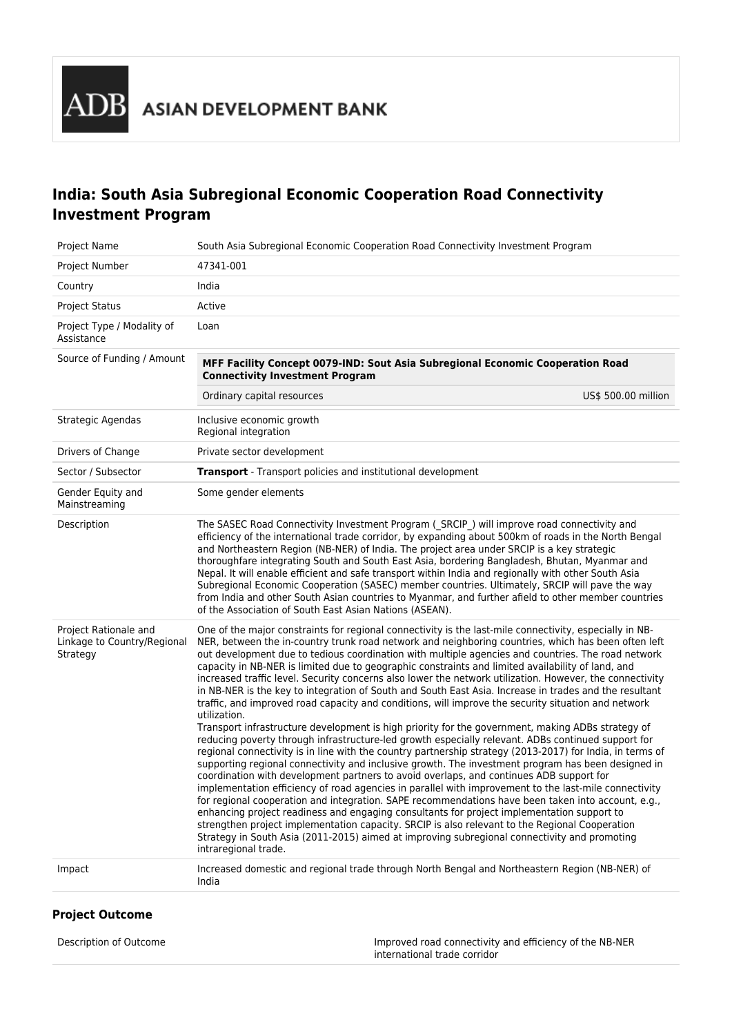ADB ASIAN DEVELOPMENT BANK

# India: South Asia Subregional Economic Cooperation Road Connectivity Investment Program

| | |
|---|---|
| Project Name | South Asia Subregional Economic Cooperation Road Connectivity Investment Program |
| Project Number | 47341-001 |
| Country | India |
| Project Status | Active |
| Project Type / Modality of Assistance | Loan |
| Source of Funding / Amount | **MFF Facility Concept 0079-IND: Sout Asia Subregional Economic Cooperation Road Connectivity Investment Program**<br>Ordinary capital resources — US$ 500.00 million |
| Strategic Agendas | Inclusive economic growth<br>Regional integration |
| Drivers of Change | Private sector development |
| Sector / Subsector | **Transport** - Transport policies and institutional development |
| Gender Equity and Mainstreaming | Some gender elements |
| Description | The SASEC Road Connectivity Investment Program (_SRCIP_) will improve road connectivity and efficiency of the international trade corridor, by expanding about 500km of roads in the North Bengal and Northeastern Region (NB-NER) of India. The project area under SRCIP is a key strategic thoroughfare integrating South and South East Asia, bordering Bangladesh, Bhutan, Myanmar and Nepal. It will enable efficient and safe transport within India and regionally with other South Asia Subregional Economic Cooperation (SASEC) member countries. Ultimately, SRCIP will pave the way from India and other South Asian countries to Myanmar, and further afield to other member countries of the Association of South East Asian Nations (ASEAN). |
| Project Rationale and Linkage to Country/Regional Strategy | One of the major constraints for regional connectivity is the last-mile connectivity, especially in NB-NER, between the in-country trunk road network and neighboring countries, which has been often left out development due to tedious coordination with multiple agencies and countries. The road network capacity in NB-NER is limited due to geographic constraints and limited availability of land, and increased traffic level. Security concerns also lower the network utilization. However, the connectivity in NB-NER is the key to integration of South and South East Asia. Increase in trades and the resultant traffic, and improved road capacity and conditions, will improve the security situation and network utilization.<br>Transport infrastructure development is high priority for the government, making ADBs strategy of reducing poverty through infrastructure-led growth especially relevant. ADBs continued support for regional connectivity is in line with the country partnership strategy (2013-2017) for India, in terms of supporting regional connectivity and inclusive growth. The investment program has been designed in coordination with development partners to avoid overlaps, and continues ADB support for implementation efficiency of road agencies in parallel with improvement to the last-mile connectivity for regional cooperation and integration. SAPE recommendations have been taken into account, e.g., enhancing project readiness and engaging consultants for project implementation support to strengthen project implementation capacity. SRCIP is also relevant to the Regional Cooperation Strategy in South Asia (2011-2015) aimed at improving subregional connectivity and promoting intraregional trade. |
| Impact | Increased domestic and regional trade through North Bengal and Northeastern Region (NB-NER) of India |

### Project Outcome

| | |
|---|---|
| Description of Outcome | Improved road connectivity and efficiency of the NB-NER international trade corridor |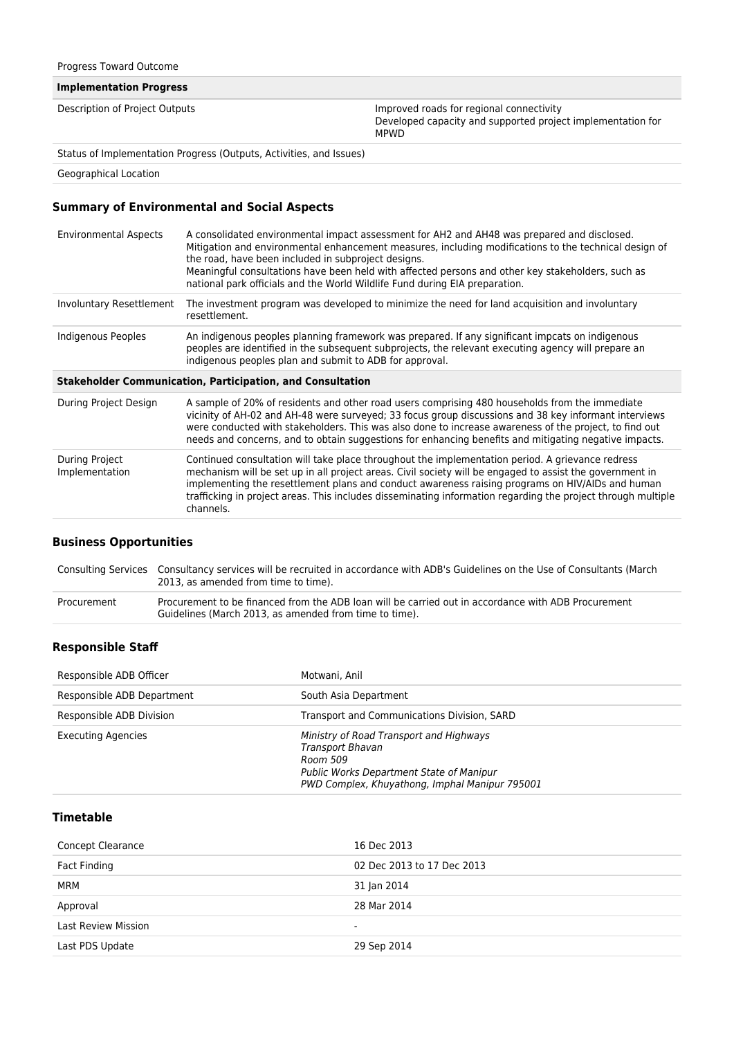| Progress Toward Outcome | |
|---|---|
| **Implementation Progress** | |
| Description of Project Outputs | Improved roads for regional connectivity<br>Developed capacity and supported project implementation for MPWD |
| Status of Implementation Progress (Outputs, Activities, and Issues) | |
| Geographical Location | |

## Summary of Environmental and Social Aspects

| | |
|---|---|
| Environmental Aspects | A consolidated environmental impact assessment for AH2 and AH48 was prepared and disclosed. Mitigation and environmental enhancement measures, including modifications to the technical design of the road, have been included in subproject designs.<br>Meaningful consultations have been held with affected persons and other key stakeholders, such as national park officials and the World Wildlife Fund during EIA preparation. |
| Involuntary Resettlement | The investment program was developed to minimize the need for land acquisition and involuntary resettlement. |
| Indigenous Peoples | An indigenous peoples planning framework was prepared. If any significant impcats on indigenous peoples are identified in the subsequent subprojects, the relevant executing agency will prepare an indigenous peoples plan and submit to ADB for approval. |
| **Stakeholder Communication, Participation, and Consultation** | |
| During Project Design | A sample of 20% of residents and other road users comprising 480 households from the immediate vicinity of AH-02 and AH-48 were surveyed; 33 focus group discussions and 38 key informant interviews were conducted with stakeholders. This was also done to increase awareness of the project, to find out needs and concerns, and to obtain suggestions for enhancing benefits and mitigating negative impacts. |
| During Project Implementation | Continued consultation will take place throughout the implementation period. A grievance redress mechanism will be set up in all project areas. Civil society will be engaged to assist the government in implementing the resettlement plans and conduct awareness raising programs on HIV/AIDs and human trafficking in project areas. This includes disseminating information regarding the project through multiple channels. |

## Business Opportunities

| | |
|---|---|
| Consulting Services | Consultancy services will be recruited in accordance with ADB's Guidelines on the Use of Consultants (March 2013, as amended from time to time). |
| Procurement | Procurement to be financed from the ADB loan will be carried out in accordance with ADB Procurement Guidelines (March 2013, as amended from time to time). |

## Responsible Staff

| | |
|---|---|
| Responsible ADB Officer | Motwani, Anil |
| Responsible ADB Department | South Asia Department |
| Responsible ADB Division | Transport and Communications Division, SARD |
| Executing Agencies | *Ministry of Road Transport and Highways*<br>*Transport Bhavan*<br>*Room 509*<br>*Public Works Department State of Manipur*<br>*PWD Complex, Khuyathong, Imphal Manipur 795001* |

## Timetable

| | |
|---|---|
| Concept Clearance | 16 Dec 2013 |
| Fact Finding | 02 Dec 2013 to 17 Dec 2013 |
| MRM | 31 Jan 2014 |
| Approval | 28 Mar 2014 |
| Last Review Mission | - |
| Last PDS Update | 29 Sep 2014 |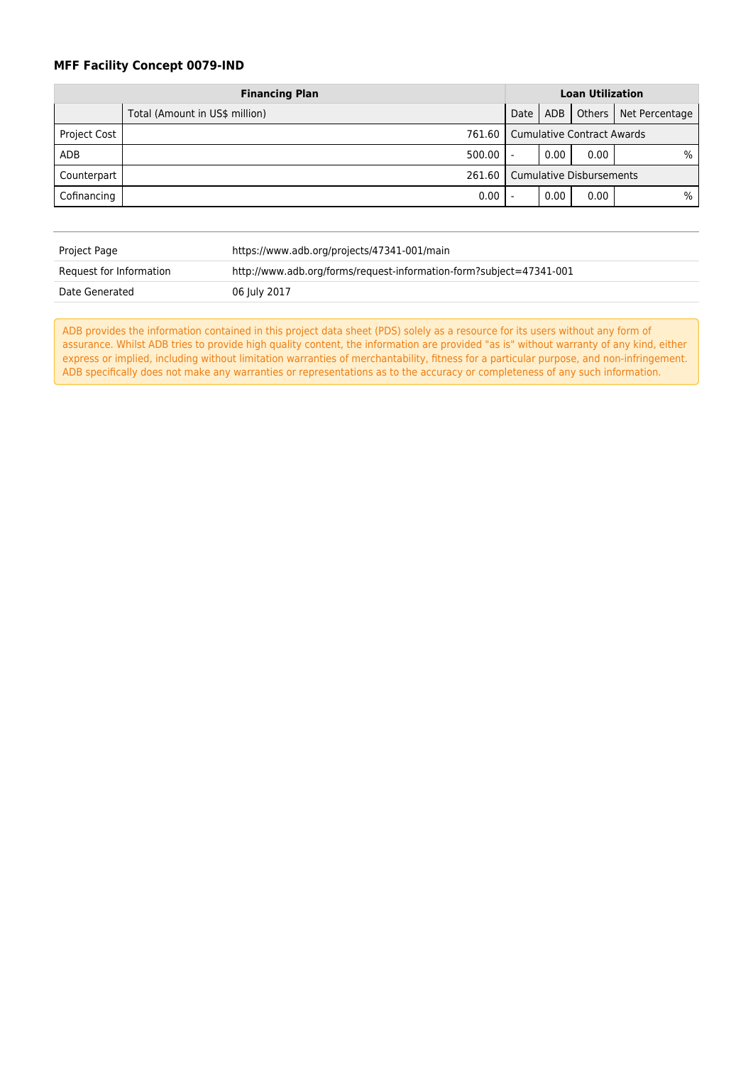### MFF Facility Concept 0079-IND

| Financing Plan | | Loan Utilization | | | |
|---|---|---|---|---|---|
| | Total (Amount in US$ million) | Date | ADB | Others | Net Percentage |
| Project Cost | 761.60 | Cumulative Contract Awards | | | |
| ADB | 500.00 | - | 0.00 | 0.00 | % |
| Counterpart | 261.60 | Cumulative Disbursements | | | |
| Cofinancing | 0.00 | - | 0.00 | 0.00 | % |

| | |
|---|---|
| Project Page | https://www.adb.org/projects/47341-001/main |
| Request for Information | http://www.adb.org/forms/request-information-form?subject=47341-001 |
| Date Generated | 06 July 2017 |

ADB provides the information contained in this project data sheet (PDS) solely as a resource for its users without any form of assurance. Whilst ADB tries to provide high quality content, the information are provided "as is" without warranty of any kind, either express or implied, including without limitation warranties of merchantability, fitness for a particular purpose, and non-infringement. ADB specifically does not make any warranties or representations as to the accuracy or completeness of any such information.